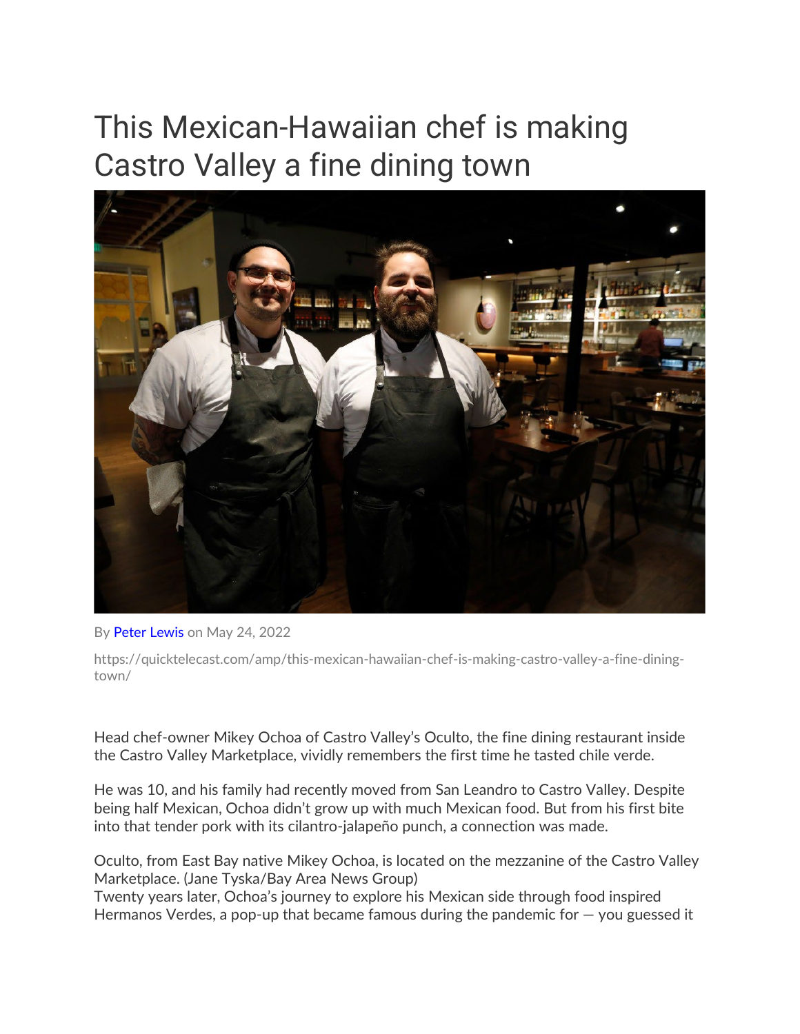# This Mexican-Hawaiian chef is making Castro Valley a fine dining town

By Peter Lewis on May 24, 2022

https://quicktelecast.com/amp/this-mexican-hawaiian-chef-is-making-castro-valley-a-fine-dining-town/

Head chef-owner Mikey Ochoa of Castro Valley's Oculto, the fine dining restaurant inside the Castro Valley Marketplace, vividly remembers the first time he tasted chile verde.

He was 10, and his family had recently moved from San Leandro to Castro Valley. Despite being half Mexican, Ochoa didn't grow up with much Mexican food. But from his first bite into that tender pork with its cilantro-jalapeño punch, a connection was made.

Oculto, from East Bay native Mikey Ochoa, is located on the mezzanine of the Castro Valley Marketplace. (Jane Tyska/Bay Area News Group)

Twenty years later, Ochoa's journey to explore his Mexican side through food inspired Hermanos Verdes, a pop-up that became famous during the pandemic for — you guessed it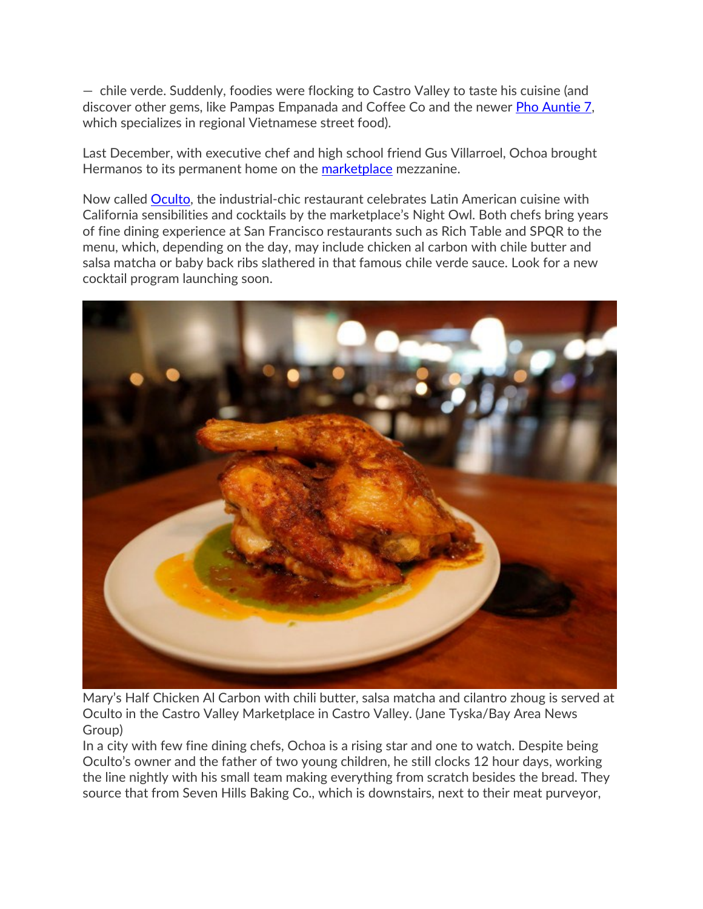— chile verde. Suddenly, foodies were flocking to Castro Valley to taste his cuisine (and discover other gems, like Pampas Empanada and Coffee Co and the newer [Pho Auntie 7](), which specializes in regional Vietnamese street food).

Last December, with executive chef and high school friend Gus Villarroel, Ochoa brought Hermanos to its permanent home on the [marketplace]() mezzanine.

Now called [Oculto](), the industrial-chic restaurant celebrates Latin American cuisine with California sensibilities and cocktails by the marketplace's Night Owl. Both chefs bring years of fine dining experience at San Francisco restaurants such as Rich Table and SPQR to the menu, which, depending on the day, may include chicken al carbon with chile butter and salsa matcha or baby back ribs slathered in that famous chile verde sauce. Look for a new cocktail program launching soon.

Mary's Half Chicken Al Carbon with chili butter, salsa matcha and cilantro zhoug is served at Oculto in the Castro Valley Marketplace in Castro Valley. (Jane Tyska/Bay Area News Group)

In a city with few fine dining chefs, Ochoa is a rising star and one to watch. Despite being Oculto's owner and the father of two young children, he still clocks 12 hour days, working the line nightly with his small team making everything from scratch besides the bread. They source that from Seven Hills Baking Co., which is downstairs, next to their meat purveyor,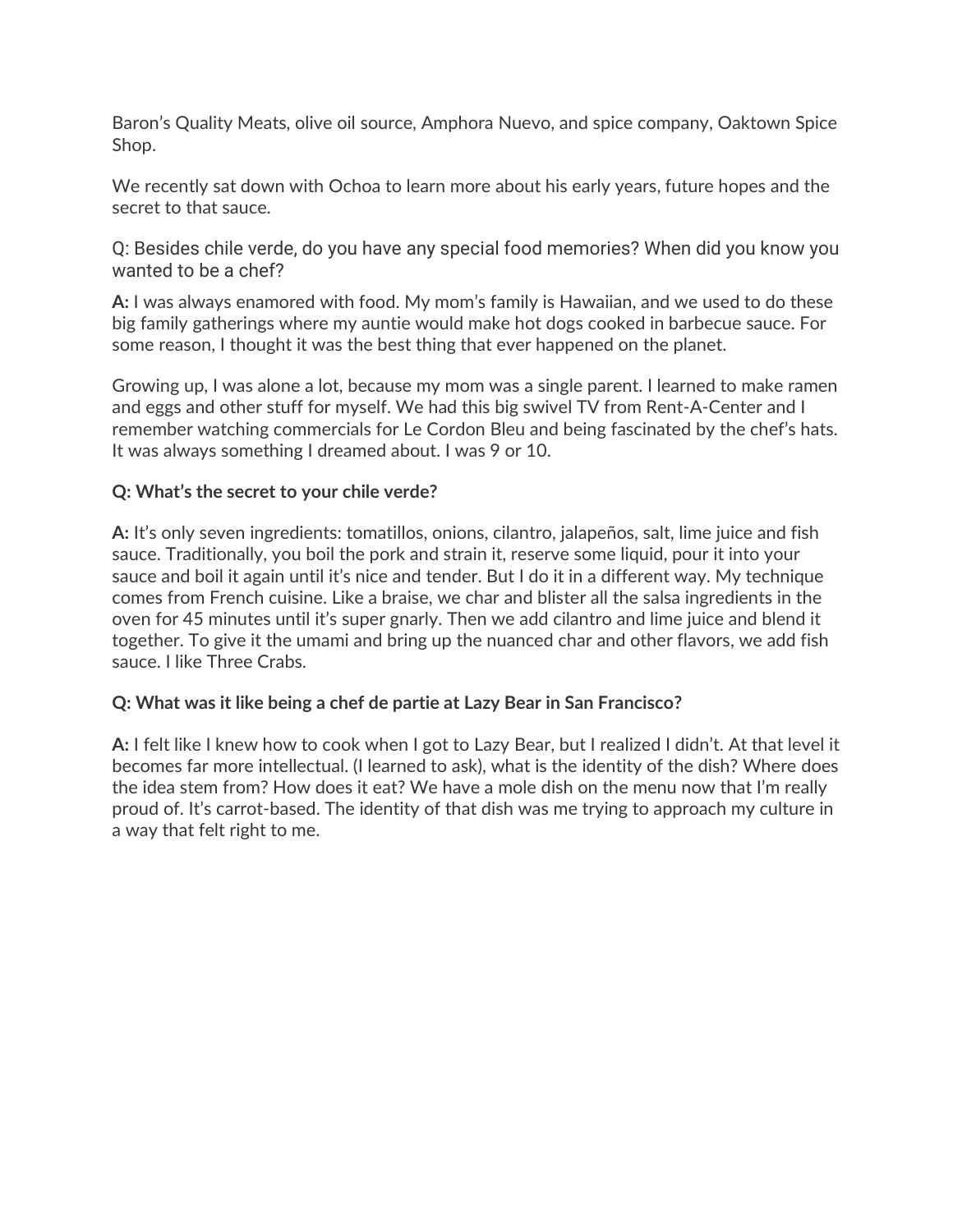Baron's Quality Meats, olive oil source, Amphora Nuevo, and spice company, Oaktown Spice Shop.

We recently sat down with Ochoa to learn more about his early years, future hopes and the secret to that sauce.

Q: Besides chile verde, do you have any special food memories? When did you know you wanted to be a chef?

**A:** I was always enamored with food. My mom's family is Hawaiian, and we used to do these big family gatherings where my auntie would make hot dogs cooked in barbecue sauce. For some reason, I thought it was the best thing that ever happened on the planet.

Growing up, I was alone a lot, because my mom was a single parent. I learned to make ramen and eggs and other stuff for myself. We had this big swivel TV from Rent-A-Center and I remember watching commercials for Le Cordon Bleu and being fascinated by the chef's hats. It was always something I dreamed about. I was 9 or 10.

**Q: What's the secret to your chile verde?**

**A:** It's only seven ingredients: tomatillos, onions, cilantro, jalapeños, salt, lime juice and fish sauce. Traditionally, you boil the pork and strain it, reserve some liquid, pour it into your sauce and boil it again until it's nice and tender. But I do it in a different way. My technique comes from French cuisine. Like a braise, we char and blister all the salsa ingredients in the oven for 45 minutes until it's super gnarly. Then we add cilantro and lime juice and blend it together. To give it the umami and bring up the nuanced char and other flavors, we add fish sauce. I like Three Crabs.

**Q: What was it like being a chef de partie at Lazy Bear in San Francisco?**

**A:** I felt like I knew how to cook when I got to Lazy Bear, but I realized I didn't. At that level it becomes far more intellectual. (I learned to ask), what is the identity of the dish? Where does the idea stem from? How does it eat? We have a mole dish on the menu now that I'm really proud of. It's carrot-based. The identity of that dish was me trying to approach my culture in a way that felt right to me.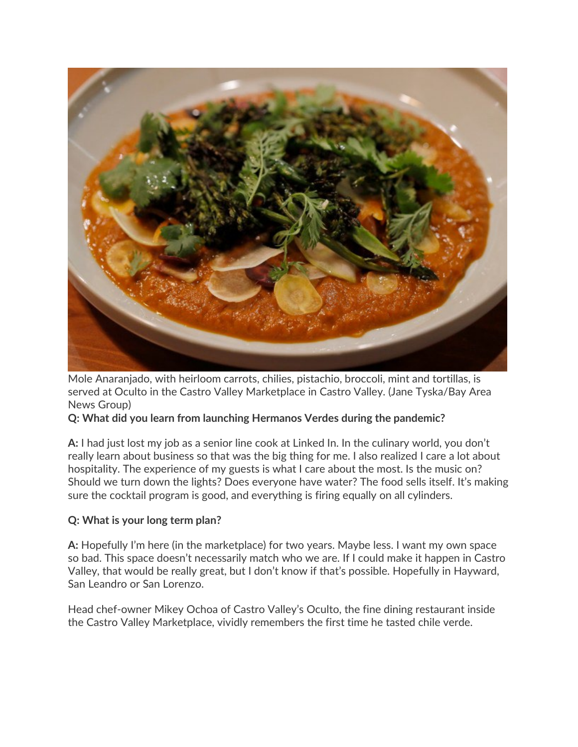Mole Anaranjado, with heirloom carrots, chilies, pistachio, broccoli, mint and tortillas, is served at Oculto in the Castro Valley Marketplace in Castro Valley. (Jane Tyska/Bay Area News Group)

**Q: What did you learn from launching Hermanos Verdes during the pandemic?**

**A:** I had just lost my job as a senior line cook at Linked In. In the culinary world, you don't really learn about business so that was the big thing for me. I also realized I care a lot about hospitality. The experience of my guests is what I care about the most. Is the music on? Should we turn down the lights? Does everyone have water? The food sells itself. It's making sure the cocktail program is good, and everything is firing equally on all cylinders.

**Q: What is your long term plan?**

**A:** Hopefully I'm here (in the marketplace) for two years. Maybe less. I want my own space so bad. This space doesn't necessarily match who we are. If I could make it happen in Castro Valley, that would be really great, but I don't know if that's possible. Hopefully in Hayward, San Leandro or San Lorenzo.

Head chef-owner Mikey Ochoa of Castro Valley's Oculto, the fine dining restaurant inside the Castro Valley Marketplace, vividly remembers the first time he tasted chile verde.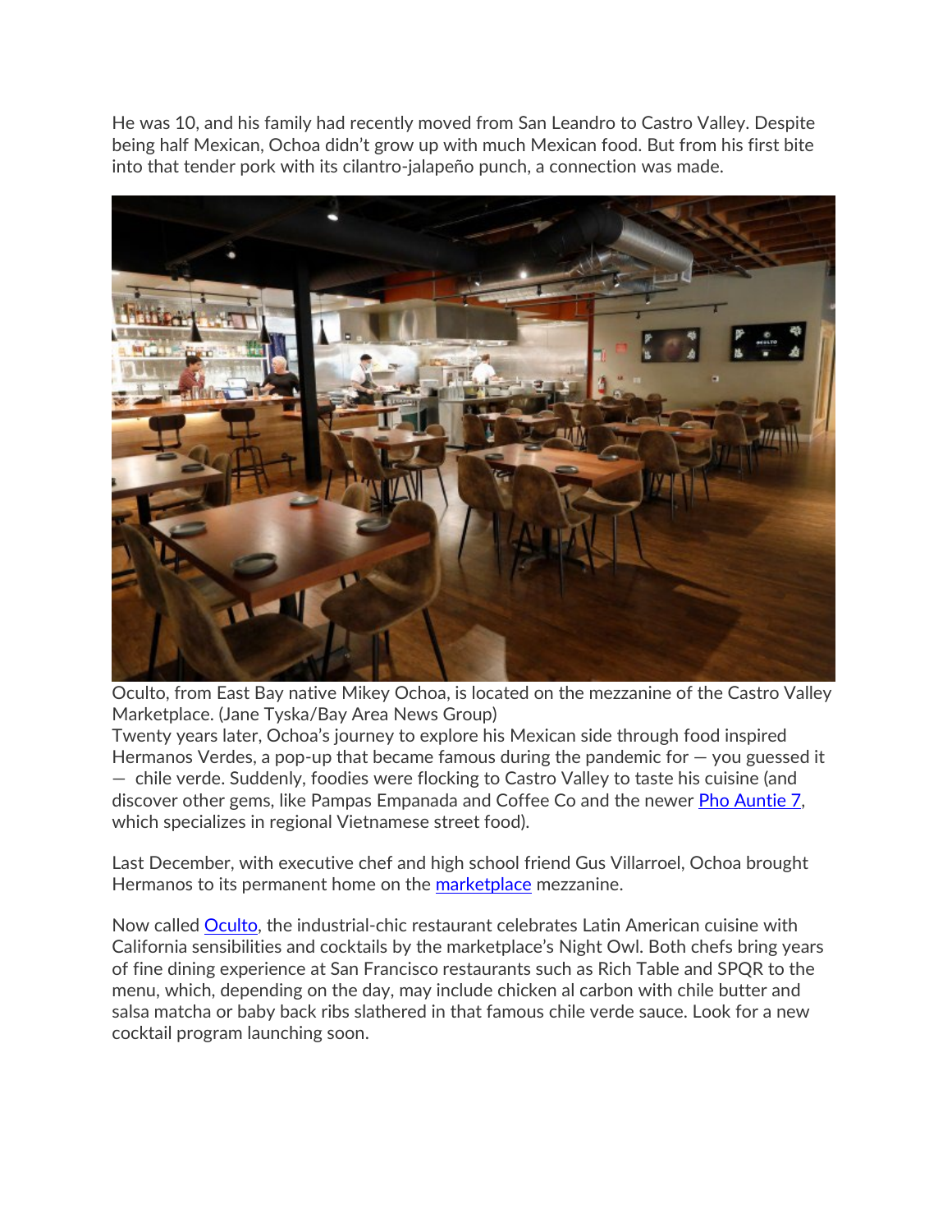He was 10, and his family had recently moved from San Leandro to Castro Valley. Despite being half Mexican, Ochoa didn't grow up with much Mexican food. But from his first bite into that tender pork with its cilantro-jalapeño punch, a connection was made.

Oculto, from East Bay native Mikey Ochoa, is located on the mezzanine of the Castro Valley Marketplace. (Jane Tyska/Bay Area News Group)

Twenty years later, Ochoa's journey to explore his Mexican side through food inspired Hermanos Verdes, a pop-up that became famous during the pandemic for — you guessed it — chile verde. Suddenly, foodies were flocking to Castro Valley to taste his cuisine (and discover other gems, like Pampas Empanada and Coffee Co and the newer Pho Auntie 7, which specializes in regional Vietnamese street food).

Last December, with executive chef and high school friend Gus Villarroel, Ochoa brought Hermanos to its permanent home on the marketplace mezzanine.

Now called Oculto, the industrial-chic restaurant celebrates Latin American cuisine with California sensibilities and cocktails by the marketplace's Night Owl. Both chefs bring years of fine dining experience at San Francisco restaurants such as Rich Table and SPQR to the menu, which, depending on the day, may include chicken al carbon with chile butter and salsa matcha or baby back ribs slathered in that famous chile verde sauce. Look for a new cocktail program launching soon.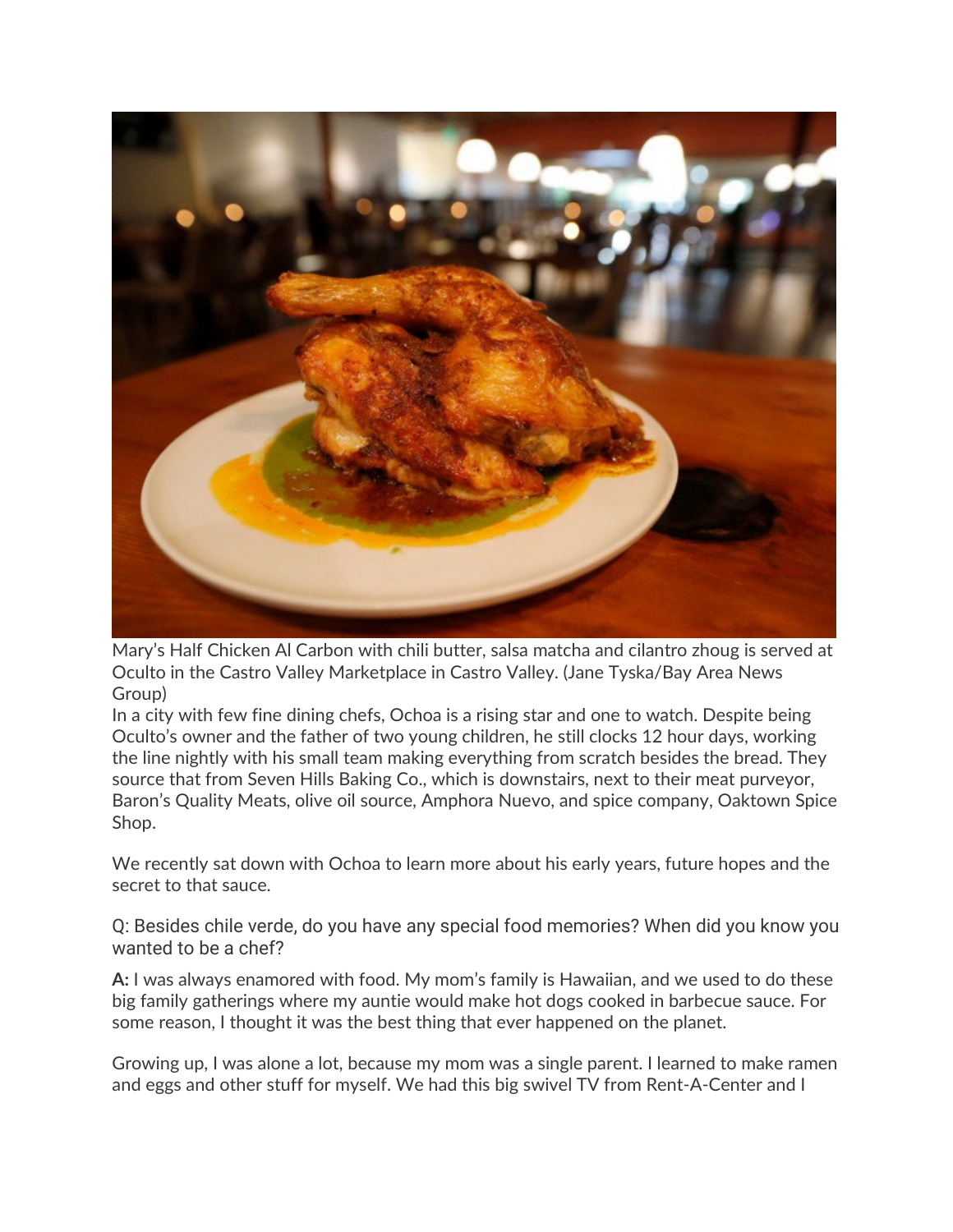Mary's Half Chicken Al Carbon with chili butter, salsa matcha and cilantro zhoug is served at Oculto in the Castro Valley Marketplace in Castro Valley. (Jane Tyska/Bay Area News Group)

In a city with few fine dining chefs, Ochoa is a rising star and one to watch. Despite being Oculto's owner and the father of two young children, he still clocks 12 hour days, working the line nightly with his small team making everything from scratch besides the bread. They source that from Seven Hills Baking Co., which is downstairs, next to their meat purveyor, Baron's Quality Meats, olive oil source, Amphora Nuevo, and spice company, Oaktown Spice Shop.

We recently sat down with Ochoa to learn more about his early years, future hopes and the secret to that sauce.

Q: Besides chile verde, do you have any special food memories? When did you know you wanted to be a chef?

**A:** I was always enamored with food. My mom's family is Hawaiian, and we used to do these big family gatherings where my auntie would make hot dogs cooked in barbecue sauce. For some reason, I thought it was the best thing that ever happened on the planet.

Growing up, I was alone a lot, because my mom was a single parent. I learned to make ramen and eggs and other stuff for myself. We had this big swivel TV from Rent-A-Center and I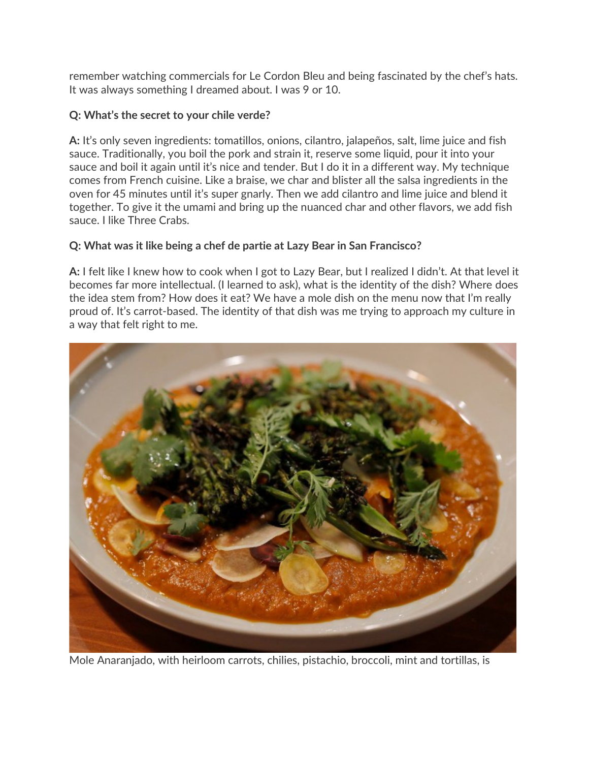remember watching commercials for Le Cordon Bleu and being fascinated by the chef's hats. It was always something I dreamed about. I was 9 or 10.

**Q: What's the secret to your chile verde?**

**A:** It's only seven ingredients: tomatillos, onions, cilantro, jalapeños, salt, lime juice and fish sauce. Traditionally, you boil the pork and strain it, reserve some liquid, pour it into your sauce and boil it again until it's nice and tender. But I do it in a different way. My technique comes from French cuisine. Like a braise, we char and blister all the salsa ingredients in the oven for 45 minutes until it's super gnarly. Then we add cilantro and lime juice and blend it together. To give it the umami and bring up the nuanced char and other flavors, we add fish sauce. I like Three Crabs.

**Q: What was it like being a chef de partie at Lazy Bear in San Francisco?**

**A:** I felt like I knew how to cook when I got to Lazy Bear, but I realized I didn't. At that level it becomes far more intellectual. (I learned to ask), what is the identity of the dish? Where does the idea stem from? How does it eat? We have a mole dish on the menu now that I'm really proud of. It's carrot-based. The identity of that dish was me trying to approach my culture in a way that felt right to me.

Mole Anaranjado, with heirloom carrots, chilies, pistachio, broccoli, mint and tortillas, is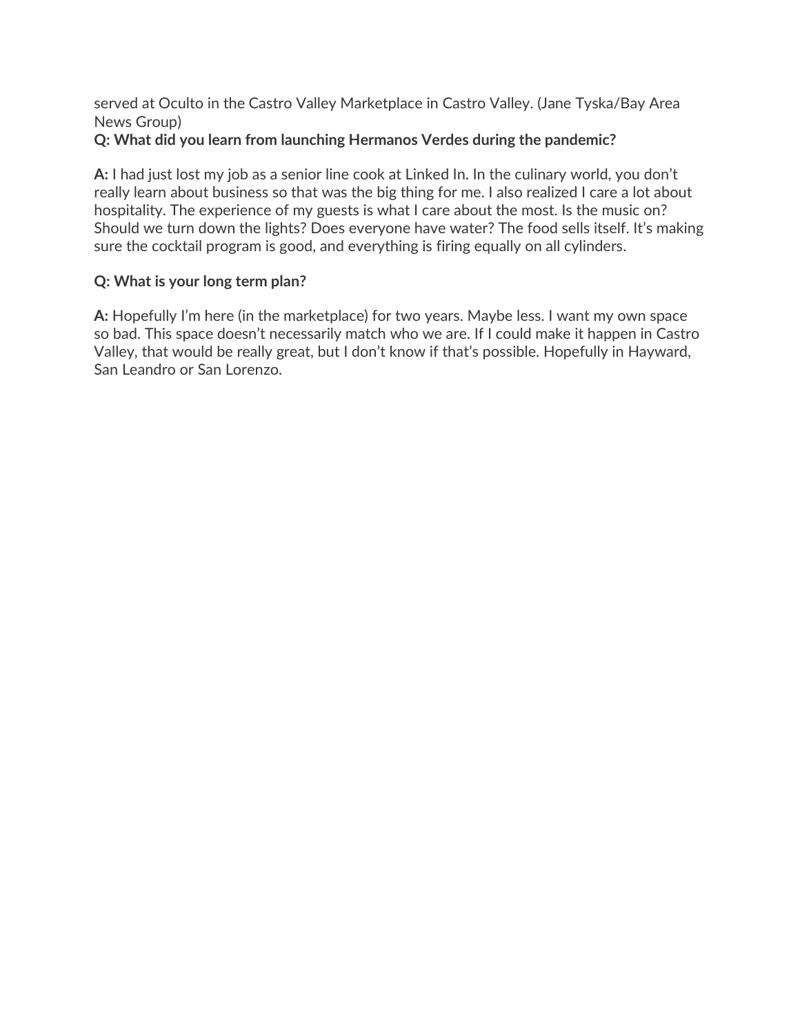served at Oculto in the Castro Valley Marketplace in Castro Valley. (Jane Tyska/Bay Area News Group)

**Q: What did you learn from launching Hermanos Verdes during the pandemic?**

**A:** I had just lost my job as a senior line cook at Linked In. In the culinary world, you don't really learn about business so that was the big thing for me. I also realized I care a lot about hospitality. The experience of my guests is what I care about the most. Is the music on? Should we turn down the lights? Does everyone have water? The food sells itself. It's making sure the cocktail program is good, and everything is firing equally on all cylinders.

**Q: What is your long term plan?**

**A:** Hopefully I'm here (in the marketplace) for two years. Maybe less. I want my own space so bad. This space doesn't necessarily match who we are. If I could make it happen in Castro Valley, that would be really great, but I don't know if that's possible. Hopefully in Hayward, San Leandro or San Lorenzo.